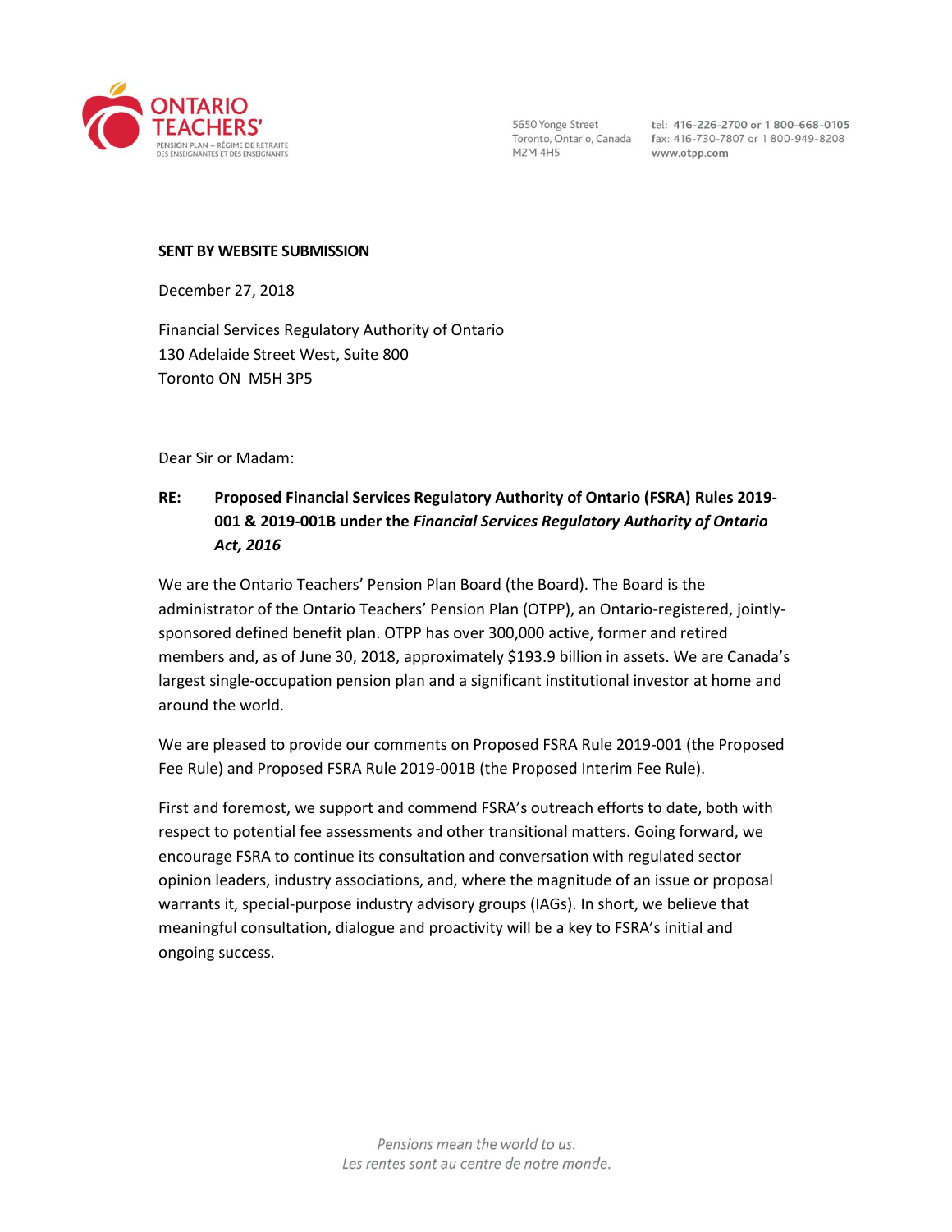ONTARIO TEACHERS' PENSION PLAN – RÉGIME DE RETRAITE DES ENSEIGNANTES ET DES ENSEIGNANTS

5650 Yonge Street
Toronto, Ontario, Canada
M2M 4H5

tel: 416-226-2700 or 1 800-668-0105
fax: 416-730-7807 or 1 800-949-8208
www.otpp.com

**SENT BY WEBSITE SUBMISSION**

December 27, 2018

Financial Services Regulatory Authority of Ontario
130 Adelaide Street West, Suite 800
Toronto ON M5H 3P5

Dear Sir or Madam:

**RE: Proposed Financial Services Regulatory Authority of Ontario (FSRA) Rules 2019-001 & 2019-001B under the *Financial Services Regulatory Authority of Ontario Act, 2016***

We are the Ontario Teachers' Pension Plan Board (the Board). The Board is the administrator of the Ontario Teachers' Pension Plan (OTPP), an Ontario-registered, jointly-sponsored defined benefit plan. OTPP has over 300,000 active, former and retired members and, as of June 30, 2018, approximately $193.9 billion in assets. We are Canada's largest single-occupation pension plan and a significant institutional investor at home and around the world.

We are pleased to provide our comments on Proposed FSRA Rule 2019-001 (the Proposed Fee Rule) and Proposed FSRA Rule 2019-001B (the Proposed Interim Fee Rule).

First and foremost, we support and commend FSRA's outreach efforts to date, both with respect to potential fee assessments and other transitional matters. Going forward, we encourage FSRA to continue its consultation and conversation with regulated sector opinion leaders, industry associations, and, where the magnitude of an issue or proposal warrants it, special-purpose industry advisory groups (IAGs). In short, we believe that meaningful consultation, dialogue and proactivity will be a key to FSRA's initial and ongoing success.

*Pensions mean the world to us.*
*Les rentes sont au centre de notre monde.*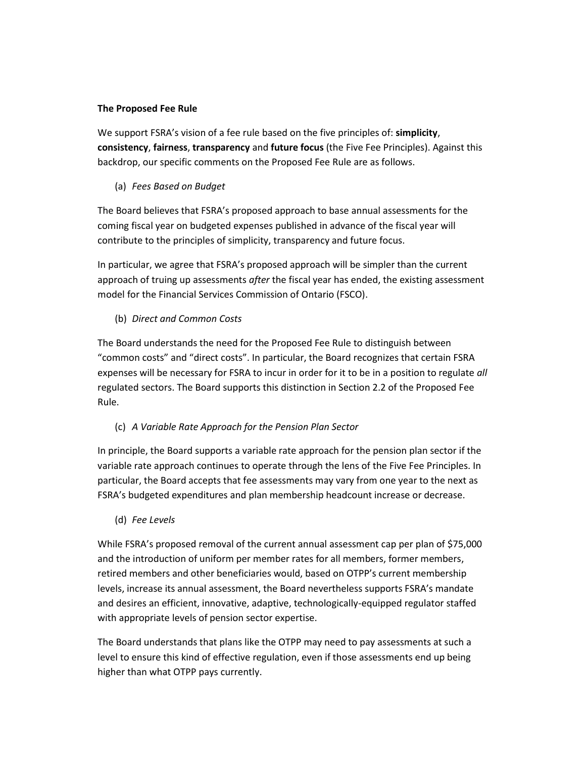**The Proposed Fee Rule**

We support FSRA's vision of a fee rule based on the five principles of: **simplicity**, **consistency**, **fairness**, **transparency** and **future focus** (the Five Fee Principles). Against this backdrop, our specific comments on the Proposed Fee Rule are as follows.

(a) *Fees Based on Budget*

The Board believes that FSRA's proposed approach to base annual assessments for the coming fiscal year on budgeted expenses published in advance of the fiscal year will contribute to the principles of simplicity, transparency and future focus.

In particular, we agree that FSRA's proposed approach will be simpler than the current approach of truing up assessments *after* the fiscal year has ended, the existing assessment model for the Financial Services Commission of Ontario (FSCO).

(b) *Direct and Common Costs*

The Board understands the need for the Proposed Fee Rule to distinguish between "common costs" and "direct costs". In particular, the Board recognizes that certain FSRA expenses will be necessary for FSRA to incur in order for it to be in a position to regulate *all* regulated sectors. The Board supports this distinction in Section 2.2 of the Proposed Fee Rule.

(c) *A Variable Rate Approach for the Pension Plan Sector*

In principle, the Board supports a variable rate approach for the pension plan sector if the variable rate approach continues to operate through the lens of the Five Fee Principles. In particular, the Board accepts that fee assessments may vary from one year to the next as FSRA's budgeted expenditures and plan membership headcount increase or decrease.

(d) *Fee Levels*

While FSRA's proposed removal of the current annual assessment cap per plan of $75,000 and the introduction of uniform per member rates for all members, former members, retired members and other beneficiaries would, based on OTPP's current membership levels, increase its annual assessment, the Board nevertheless supports FSRA's mandate and desires an efficient, innovative, adaptive, technologically-equipped regulator staffed with appropriate levels of pension sector expertise.

The Board understands that plans like the OTPP may need to pay assessments at such a level to ensure this kind of effective regulation, even if those assessments end up being higher than what OTPP pays currently.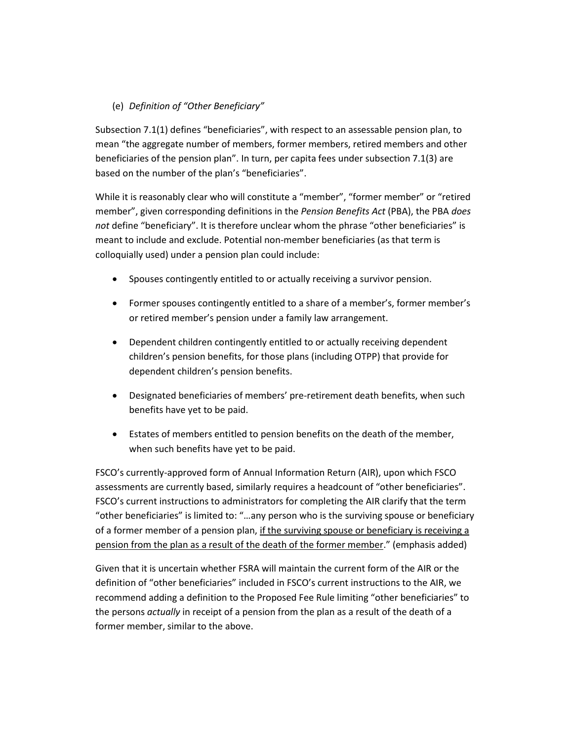(e) *Definition of "Other Beneficiary"*

Subsection 7.1(1) defines "beneficiaries", with respect to an assessable pension plan, to mean "the aggregate number of members, former members, retired members and other beneficiaries of the pension plan". In turn, per capita fees under subsection 7.1(3) are based on the number of the plan's "beneficiaries".

While it is reasonably clear who will constitute a "member", "former member" or "retired member", given corresponding definitions in the *Pension Benefits Act* (PBA), the PBA *does not* define "beneficiary". It is therefore unclear whom the phrase "other beneficiaries" is meant to include and exclude. Potential non-member beneficiaries (as that term is colloquially used) under a pension plan could include:

- Spouses contingently entitled to or actually receiving a survivor pension.
- Former spouses contingently entitled to a share of a member's, former member's or retired member's pension under a family law arrangement.
- Dependent children contingently entitled to or actually receiving dependent children's pension benefits, for those plans (including OTPP) that provide for dependent children's pension benefits.
- Designated beneficiaries of members' pre-retirement death benefits, when such benefits have yet to be paid.
- Estates of members entitled to pension benefits on the death of the member, when such benefits have yet to be paid.

FSCO's currently-approved form of Annual Information Return (AIR), upon which FSCO assessments are currently based, similarly requires a headcount of "other beneficiaries". FSCO's current instructions to administrators for completing the AIR clarify that the term "other beneficiaries" is limited to: "…any person who is the surviving spouse or beneficiary of a former member of a pension plan, <u>if the surviving spouse or beneficiary is receiving a pension from the plan as a result of the death of the former member</u>." (emphasis added)

Given that it is uncertain whether FSRA will maintain the current form of the AIR or the definition of "other beneficiaries" included in FSCO's current instructions to the AIR, we recommend adding a definition to the Proposed Fee Rule limiting "other beneficiaries" to the persons *actually* in receipt of a pension from the plan as a result of the death of a former member, similar to the above.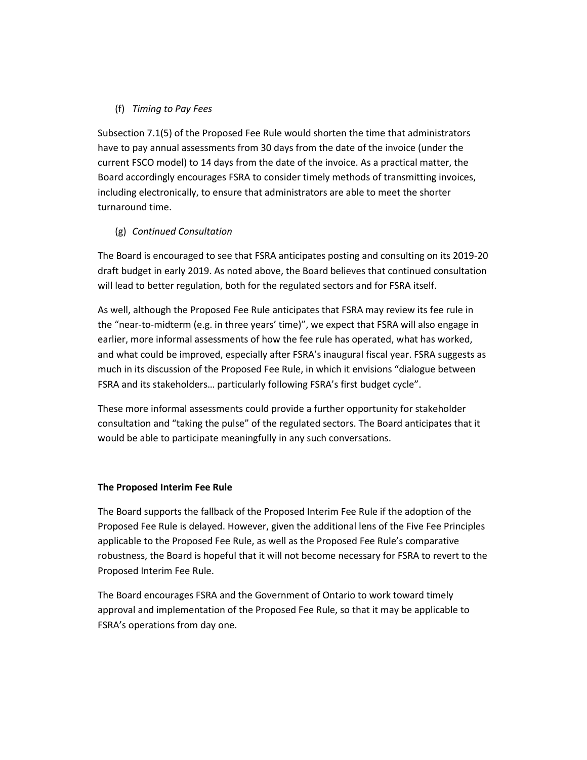(f) *Timing to Pay Fees*

Subsection 7.1(5) of the Proposed Fee Rule would shorten the time that administrators have to pay annual assessments from 30 days from the date of the invoice (under the current FSCO model) to 14 days from the date of the invoice. As a practical matter, the Board accordingly encourages FSRA to consider timely methods of transmitting invoices, including electronically, to ensure that administrators are able to meet the shorter turnaround time.

(g) *Continued Consultation*

The Board is encouraged to see that FSRA anticipates posting and consulting on its 2019-20 draft budget in early 2019. As noted above, the Board believes that continued consultation will lead to better regulation, both for the regulated sectors and for FSRA itself.

As well, although the Proposed Fee Rule anticipates that FSRA may review its fee rule in the "near-to-midterm (e.g. in three years' time)", we expect that FSRA will also engage in earlier, more informal assessments of how the fee rule has operated, what has worked, and what could be improved, especially after FSRA's inaugural fiscal year. FSRA suggests as much in its discussion of the Proposed Fee Rule, in which it envisions "dialogue between FSRA and its stakeholders… particularly following FSRA's first budget cycle".

These more informal assessments could provide a further opportunity for stakeholder consultation and "taking the pulse" of the regulated sectors. The Board anticipates that it would be able to participate meaningfully in any such conversations.

**The Proposed Interim Fee Rule**

The Board supports the fallback of the Proposed Interim Fee Rule if the adoption of the Proposed Fee Rule is delayed. However, given the additional lens of the Five Fee Principles applicable to the Proposed Fee Rule, as well as the Proposed Fee Rule's comparative robustness, the Board is hopeful that it will not become necessary for FSRA to revert to the Proposed Interim Fee Rule.

The Board encourages FSRA and the Government of Ontario to work toward timely approval and implementation of the Proposed Fee Rule, so that it may be applicable to FSRA's operations from day one.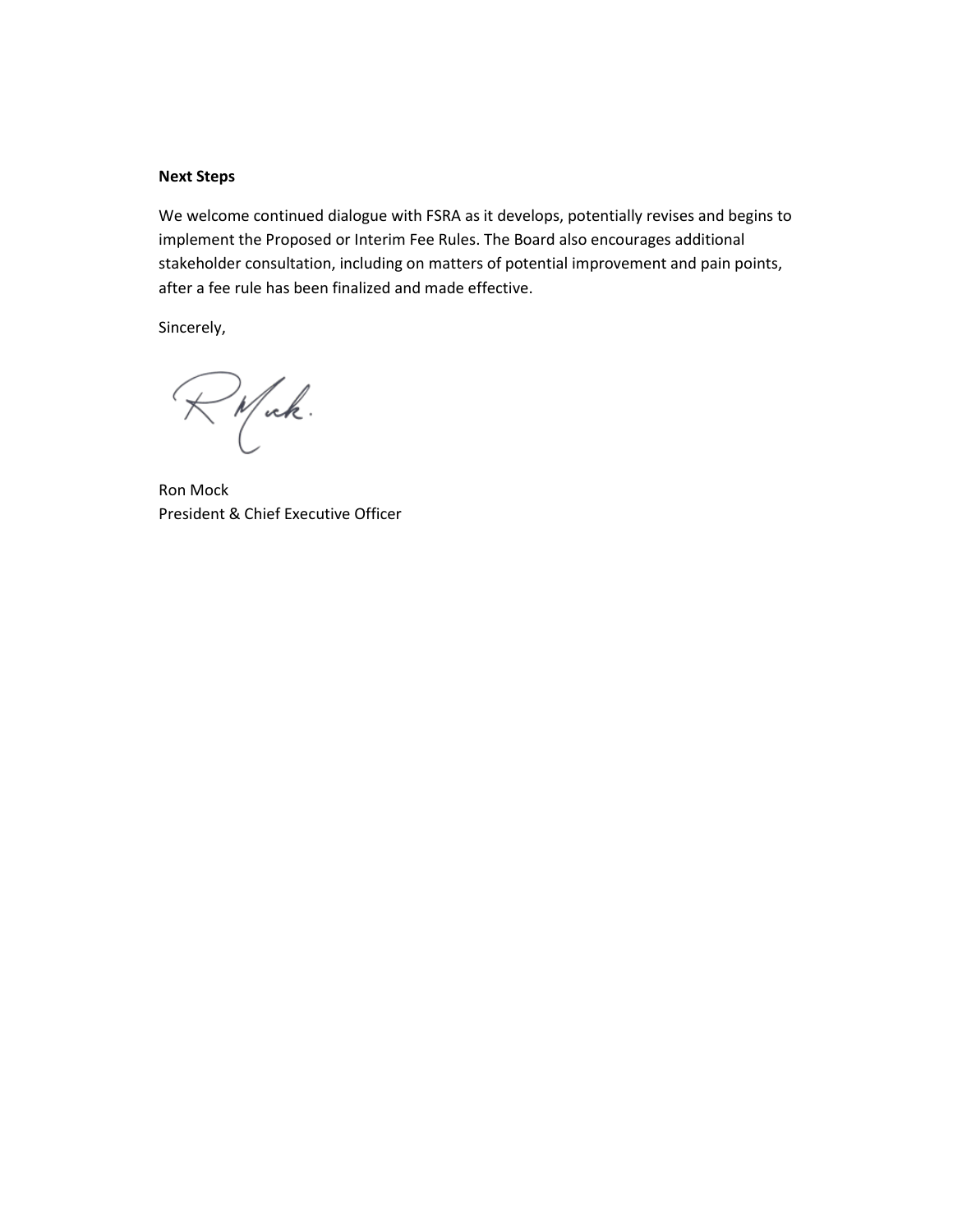**Next Steps**

We welcome continued dialogue with FSRA as it develops, potentially revises and begins to implement the Proposed or Interim Fee Rules. The Board also encourages additional stakeholder consultation, including on matters of potential improvement and pain points, after a fee rule has been finalized and made effective.

Sincerely,

Ron Mock
President & Chief Executive Officer